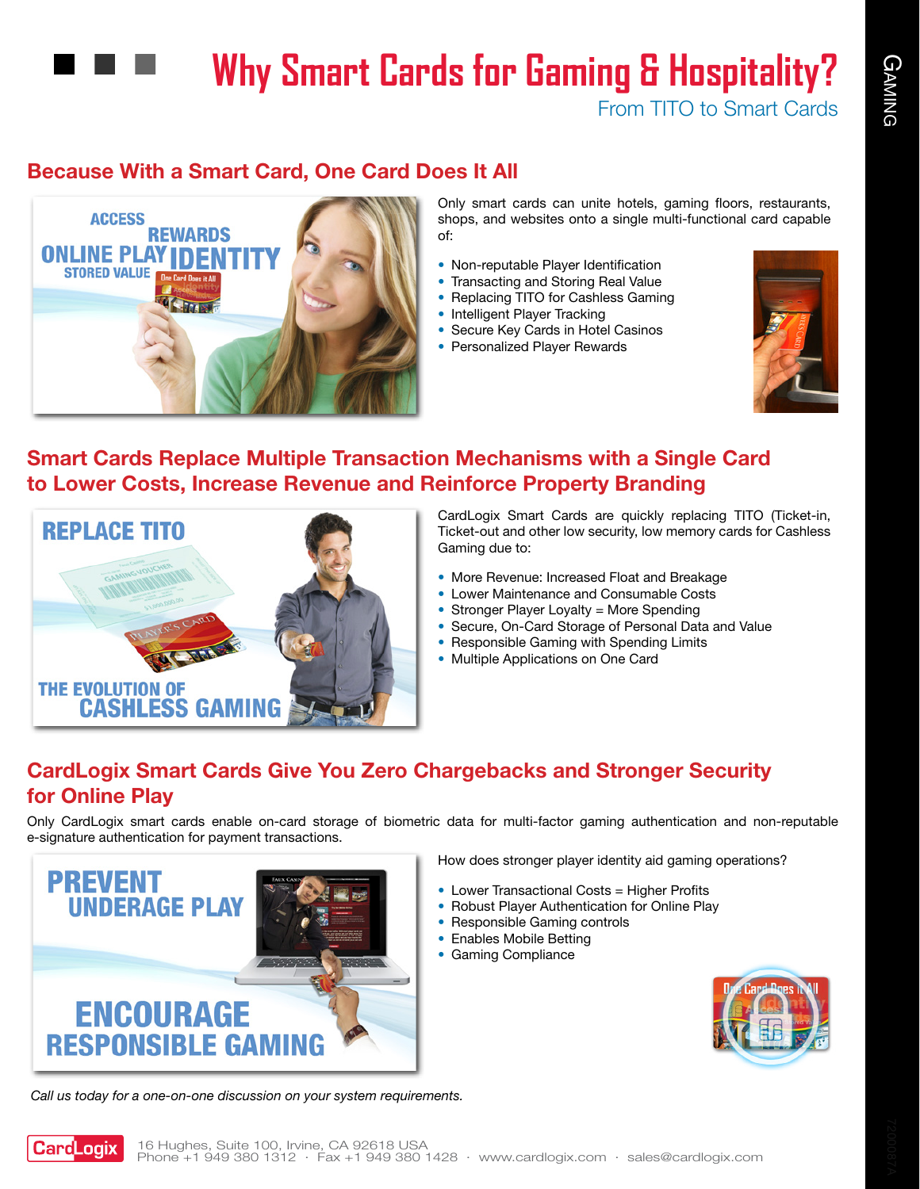# Why Smart Cards for Gaming & Hospitality?

From TITO to Smart Cards

## Because With a Smart Card, One Card Does It All

Only smart cards can unite hotels, gaming floors, restaurants, shops, and websites onto a single multi-functional card capable of:

- Non-reputable Player Identification
- Transacting and Storing Real Value
- Replacing TITO for Cashless Gaming
- Intelligent Player Tracking
- Secure Key Cards in Hotel Casinos
- Personalized Player Rewards

## Smart Cards Replace Multiple Transaction Mechanisms with a Single Card to Lower Costs, Increase Revenue and Reinforce Property Branding

CardLogix Smart Cards are quickly replacing TITO (Ticket-in, Ticket-out and other low security, low memory cards for Cashless Gaming due to:

- More Revenue: Increased Float and Breakage
- Lower Maintenance and Consumable Costs
- Stronger Player Loyalty = More Spending
- Secure, On-Card Storage of Personal Data and Value
- Responsible Gaming with Spending Limits
- Multiple Applications on One Card

## CardLogix Smart Cards Give You Zero Chargebacks and Stronger Security for Online Play

Only CardLogix smart cards enable on-card storage of biometric data for multi-factor gaming authentication and non-reputable e-signature authentication for payment transactions.

How does stronger player identity aid gaming operations?

- Lower Transactional Costs = Higher Profits
- Robust Player Authentication for Online Play
- Responsible Gaming controls
- Enables Mobile Betting
- Gaming Compliance

*Call us today for a one-on-one discussion on your system requirements.*

CardLogix 16 Hughes, Suite 100, Irvine, CA 92618 USA
Phone +1 949 380 1312 · Fax +1 949 380 1428 · www.cardlogix.com · sales@cardlogix.com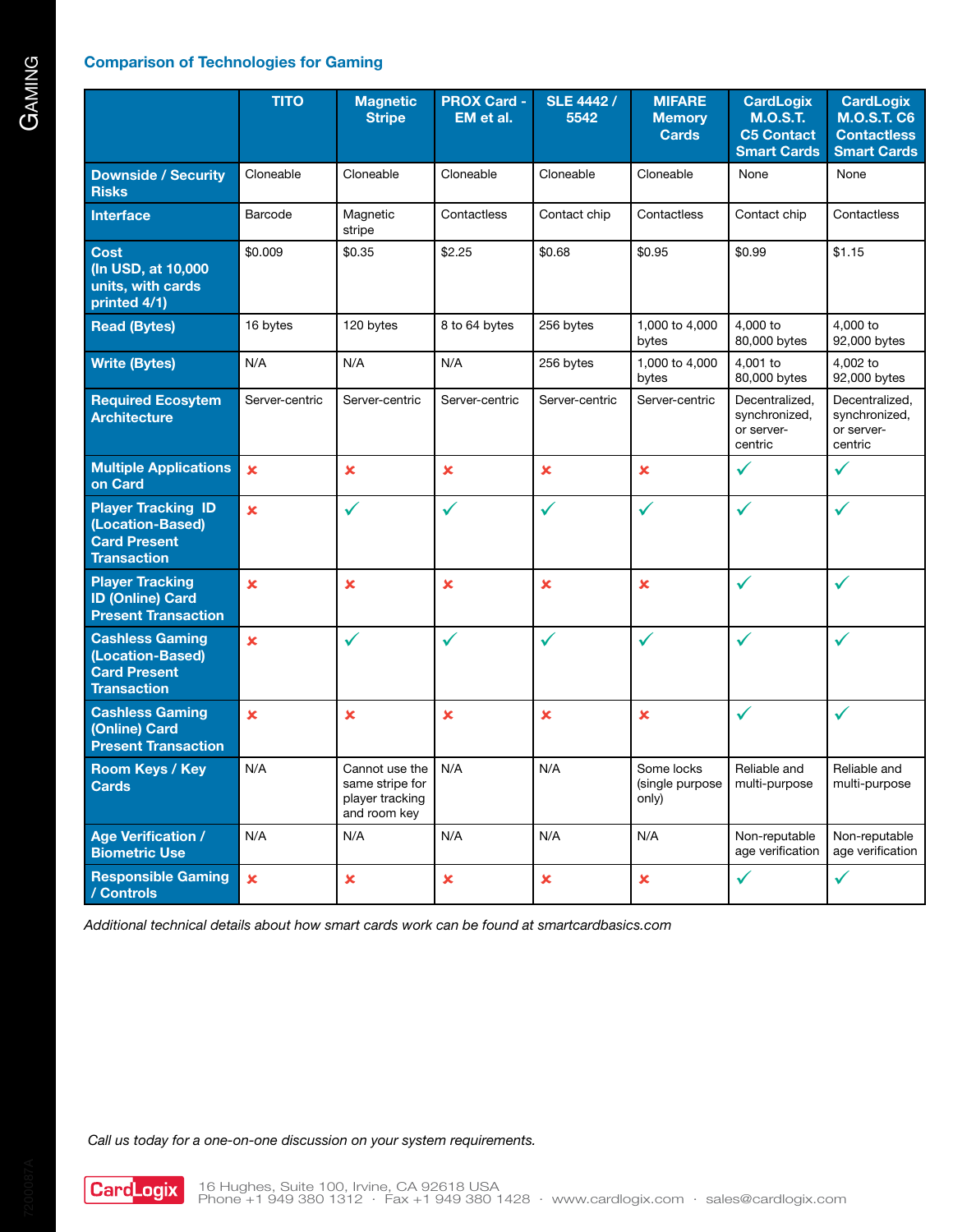## Comparison of Technologies for Gaming

| | TITO | Magnetic Stripe | PROX Card - EM et al. | SLE 4442 / 5542 | MIFARE Memory Cards | CardLogix M.O.S.T. C5 Contact Smart Cards | CardLogix M.O.S.T. C6 Contactless Smart Cards |
|---|---|---|---|---|---|---|---|
| **Downside / Security Risks** | Cloneable | Cloneable | Cloneable | Cloneable | Cloneable | None | None |
| **Interface** | Barcode | Magnetic stripe | Contactless | Contact chip | Contactless | Contact chip | Contactless |
| **Cost (In USD, at 10,000 units, with cards printed 4/1)** | $0.009 | $0.35 | $2.25 | $0.68 | $0.95 | $0.99 | $1.15 |
| **Read (Bytes)** | 16 bytes | 120 bytes | 8 to 64 bytes | 256 bytes | 1,000 to 4,000 bytes | 4,000 to 80,000 bytes | 4,000 to 92,000 bytes |
| **Write (Bytes)** | N/A | N/A | N/A | 256 bytes | 1,000 to 4,000 bytes | 4,001 to 80,000 bytes | 4,002 to 92,000 bytes |
| **Required Ecosystem Architecture** | Server-centric | Server-centric | Server-centric | Server-centric | Server-centric | Decentralized, synchronized, or server-centric | Decentralized, synchronized, or server-centric |
| **Multiple Applications on Card** | ✗ | ✗ | ✗ | ✗ | ✗ | ✓ | ✓ |
| **Player Tracking ID (Location-Based) Card Present Transaction** | ✗ | ✓ | ✓ | ✓ | ✓ | ✓ | ✓ |
| **Player Tracking ID (Online) Card Present Transaction** | ✗ | ✗ | ✗ | ✗ | ✗ | ✓ | ✓ |
| **Cashless Gaming (Location-Based) Card Present Transaction** | ✗ | ✓ | ✓ | ✓ | ✓ | ✓ | ✓ |
| **Cashless Gaming (Online) Card Present Transaction** | ✗ | ✗ | ✗ | ✗ | ✗ | ✓ | ✓ |
| **Room Keys / Key Cards** | N/A | Cannot use the same stripe for player tracking and room key | N/A | N/A | Some locks (single purpose only) | Reliable and multi-purpose | Reliable and multi-purpose |
| **Age Verification / Biometric Use** | N/A | N/A | N/A | N/A | N/A | Non-reputable age verification | Non-reputable age verification |
| **Responsible Gaming / Controls** | ✗ | ✗ | ✗ | ✗ | ✗ | ✓ | ✓ |

*Additional technical details about how smart cards work can be found at smartcardbasics.com*

*Call us today for a one-on-one discussion on your system requirements.*

CardLogix

16 Hughes, Suite 100, Irvine, CA 92618 USA
Phone +1 949 380 1312 · Fax +1 949 380 1428 · www.cardlogix.com · sales@cardlogix.com